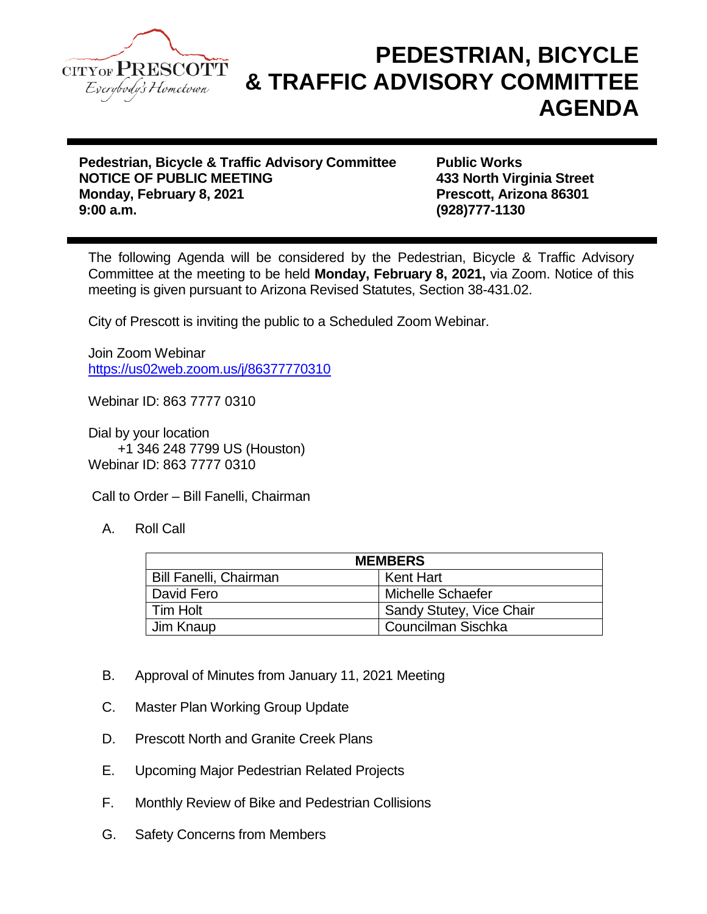CITY OF PRESCOTT
*Everybody's Hometown*

# PEDESTRIAN, BICYCLE & TRAFFIC ADVISORY COMMITTEE AGENDA

**Pedestrian, Bicycle & Traffic Advisory Committee**
**NOTICE OF PUBLIC MEETING**
**Monday, February 8, 2021**
**9:00 a.m.**

**Public Works**
**433 North Virginia Street**
**Prescott, Arizona 86301**
**(928)777-1130**

The following Agenda will be considered by the Pedestrian, Bicycle & Traffic Advisory Committee at the meeting to be held **Monday, February 8, 2021,** via Zoom. Notice of this meeting is given pursuant to Arizona Revised Statutes, Section 38-431.02.

City of Prescott is inviting the public to a Scheduled Zoom Webinar.

Join Zoom Webinar
https://us02web.zoom.us/j/86377770310

Webinar ID: 863 7777 0310

Dial by your location
+1 346 248 7799 US (Houston)
Webinar ID: 863 7777 0310

Call to Order – Bill Fanelli, Chairman

A. Roll Call

| MEMBERS | |
|---|---|
| Bill Fanelli, Chairman | Kent Hart |
| David Fero | Michelle Schaefer |
| Tim Holt | Sandy Stutey, Vice Chair |
| Jim Knaup | Councilman Sischka |

B. Approval of Minutes from January 11, 2021 Meeting

C. Master Plan Working Group Update

D. Prescott North and Granite Creek Plans

E. Upcoming Major Pedestrian Related Projects

F. Monthly Review of Bike and Pedestrian Collisions

G. Safety Concerns from Members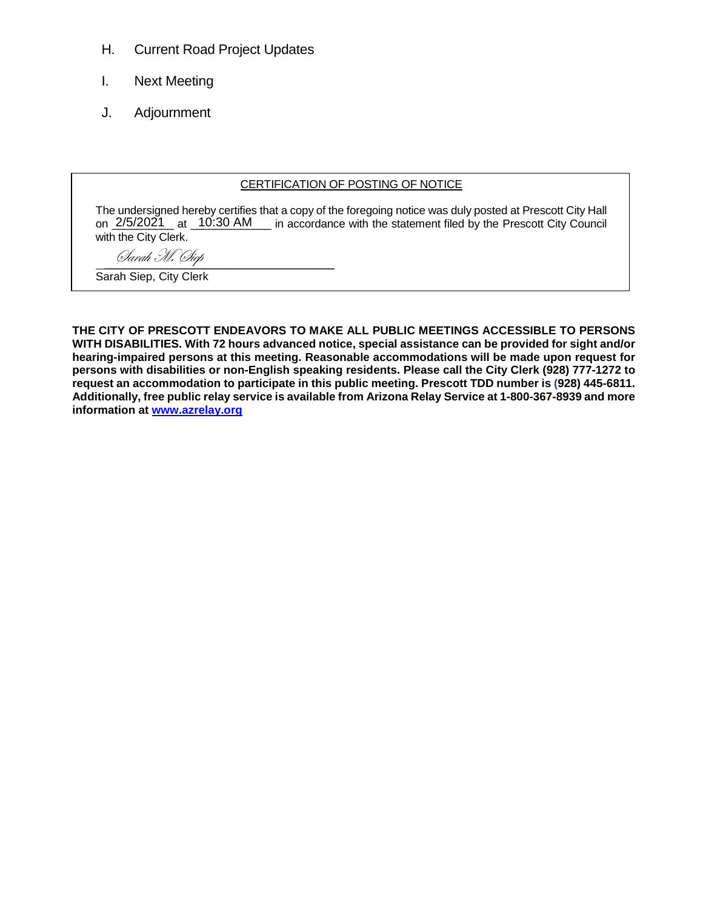H. Current Road Project Updates

I. Next Meeting

J. Adjournment

CERTIFICATION OF POSTING OF NOTICE

The undersigned hereby certifies that a copy of the foregoing notice was duly posted at Prescott City Hall on 2/5/2021 at 10:30 AM in accordance with the statement filed by the Prescott City Council with the City Clerk.

*Sarah M. Siep*

Sarah Siep, City Clerk

**THE CITY OF PRESCOTT ENDEAVORS TO MAKE ALL PUBLIC MEETINGS ACCESSIBLE TO PERSONS WITH DISABILITIES. With 72 hours advanced notice, special assistance can be provided for sight and/or hearing-impaired persons at this meeting. Reasonable accommodations will be made upon request for persons with disabilities or non-English speaking residents. Please call the City Clerk (928) 777-1272 to request an accommodation to participate in this public meeting. Prescott TDD number is (928) 445-6811. Additionally, free public relay service is available from Arizona Relay Service at 1-800-367-8939 and more information at [www.azrelay.org](http://www.azrelay.org)**